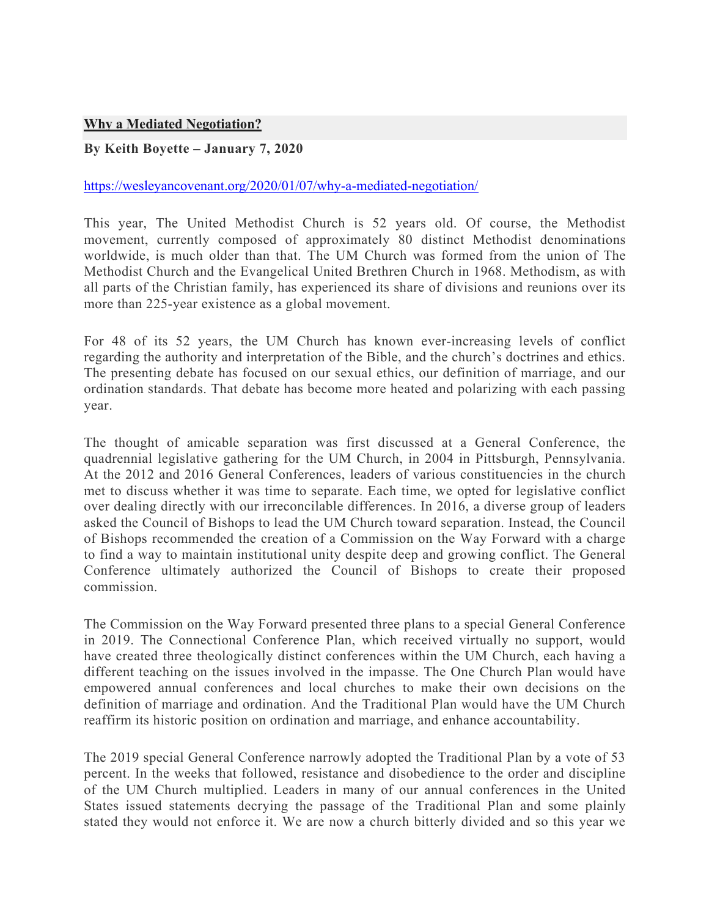**Why a Mediated Negotiation?**

**By Keith Boyette – January 7, 2020**

https://wesleyancovenant.org/2020/01/07/why-a-mediated-negotiation/

This year, The United Methodist Church is 52 years old. Of course, the Methodist movement, currently composed of approximately 80 distinct Methodist denominations worldwide, is much older than that. The UM Church was formed from the union of The Methodist Church and the Evangelical United Brethren Church in 1968. Methodism, as with all parts of the Christian family, has experienced its share of divisions and reunions over its more than 225-year existence as a global movement.

For 48 of its 52 years, the UM Church has known ever-increasing levels of conflict regarding the authority and interpretation of the Bible, and the church's doctrines and ethics. The presenting debate has focused on our sexual ethics, our definition of marriage, and our ordination standards. That debate has become more heated and polarizing with each passing year.

The thought of amicable separation was first discussed at a General Conference, the quadrennial legislative gathering for the UM Church, in 2004 in Pittsburgh, Pennsylvania. At the 2012 and 2016 General Conferences, leaders of various constituencies in the church met to discuss whether it was time to separate. Each time, we opted for legislative conflict over dealing directly with our irreconcilable differences. In 2016, a diverse group of leaders asked the Council of Bishops to lead the UM Church toward separation. Instead, the Council of Bishops recommended the creation of a Commission on the Way Forward with a charge to find a way to maintain institutional unity despite deep and growing conflict. The General Conference ultimately authorized the Council of Bishops to create their proposed commission.

The Commission on the Way Forward presented three plans to a special General Conference in 2019. The Connectional Conference Plan, which received virtually no support, would have created three theologically distinct conferences within the UM Church, each having a different teaching on the issues involved in the impasse. The One Church Plan would have empowered annual conferences and local churches to make their own decisions on the definition of marriage and ordination. And the Traditional Plan would have the UM Church reaffirm its historic position on ordination and marriage, and enhance accountability.

The 2019 special General Conference narrowly adopted the Traditional Plan by a vote of 53 percent. In the weeks that followed, resistance and disobedience to the order and discipline of the UM Church multiplied. Leaders in many of our annual conferences in the United States issued statements decrying the passage of the Traditional Plan and some plainly stated they would not enforce it. We are now a church bitterly divided and so this year we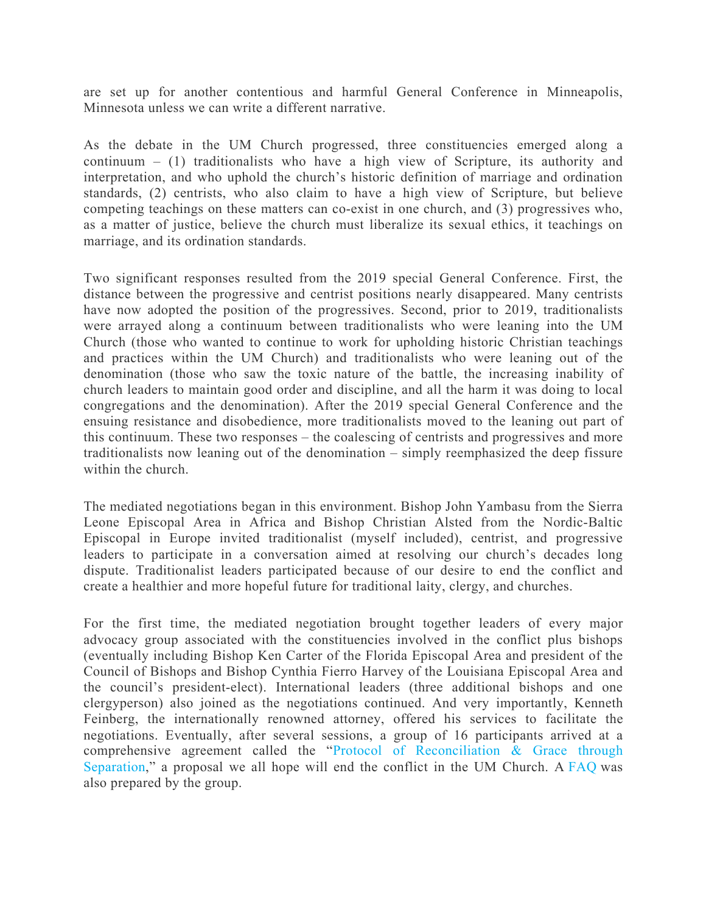are set up for another contentious and harmful General Conference in Minneapolis, Minnesota unless we can write a different narrative.

As the debate in the UM Church progressed, three constituencies emerged along a continuum – (1) traditionalists who have a high view of Scripture, its authority and interpretation, and who uphold the church's historic definition of marriage and ordination standards, (2) centrists, who also claim to have a high view of Scripture, but believe competing teachings on these matters can co-exist in one church, and (3) progressives who, as a matter of justice, believe the church must liberalize its sexual ethics, it teachings on marriage, and its ordination standards.

Two significant responses resulted from the 2019 special General Conference. First, the distance between the progressive and centrist positions nearly disappeared. Many centrists have now adopted the position of the progressives. Second, prior to 2019, traditionalists were arrayed along a continuum between traditionalists who were leaning into the UM Church (those who wanted to continue to work for upholding historic Christian teachings and practices within the UM Church) and traditionalists who were leaning out of the denomination (those who saw the toxic nature of the battle, the increasing inability of church leaders to maintain good order and discipline, and all the harm it was doing to local congregations and the denomination). After the 2019 special General Conference and the ensuing resistance and disobedience, more traditionalists moved to the leaning out part of this continuum. These two responses – the coalescing of centrists and progressives and more traditionalists now leaning out of the denomination – simply reemphasized the deep fissure within the church.

The mediated negotiations began in this environment. Bishop John Yambasu from the Sierra Leone Episcopal Area in Africa and Bishop Christian Alsted from the Nordic-Baltic Episcopal in Europe invited traditionalist (myself included), centrist, and progressive leaders to participate in a conversation aimed at resolving our church's decades long dispute. Traditionalist leaders participated because of our desire to end the conflict and create a healthier and more hopeful future for traditional laity, clergy, and churches.

For the first time, the mediated negotiation brought together leaders of every major advocacy group associated with the constituencies involved in the conflict plus bishops (eventually including Bishop Ken Carter of the Florida Episcopal Area and president of the Council of Bishops and Bishop Cynthia Fierro Harvey of the Louisiana Episcopal Area and the council's president-elect). International leaders (three additional bishops and one clergyperson) also joined as the negotiations continued. And very importantly, Kenneth Feinberg, the internationally renowned attorney, offered his services to facilitate the negotiations. Eventually, after several sessions, a group of 16 participants arrived at a comprehensive agreement called the "Protocol of Reconciliation & Grace through Separation," a proposal we all hope will end the conflict in the UM Church. A FAQ was also prepared by the group.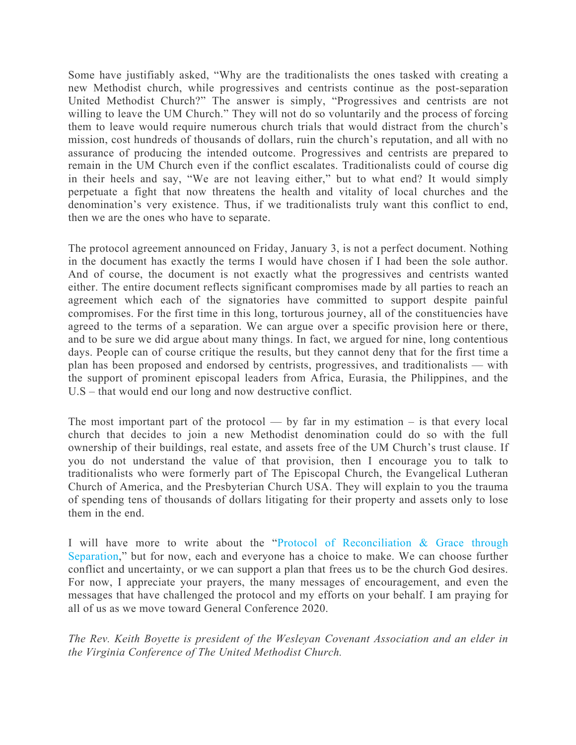Some have justifiably asked, "Why are the traditionalists the ones tasked with creating a new Methodist church, while progressives and centrists continue as the post-separation United Methodist Church?" The answer is simply, "Progressives and centrists are not willing to leave the UM Church." They will not do so voluntarily and the process of forcing them to leave would require numerous church trials that would distract from the church's mission, cost hundreds of thousands of dollars, ruin the church's reputation, and all with no assurance of producing the intended outcome. Progressives and centrists are prepared to remain in the UM Church even if the conflict escalates. Traditionalists could of course dig in their heels and say, "We are not leaving either," but to what end? It would simply perpetuate a fight that now threatens the health and vitality of local churches and the denomination's very existence. Thus, if we traditionalists truly want this conflict to end, then we are the ones who have to separate.

The protocol agreement announced on Friday, January 3, is not a perfect document. Nothing in the document has exactly the terms I would have chosen if I had been the sole author. And of course, the document is not exactly what the progressives and centrists wanted either. The entire document reflects significant compromises made by all parties to reach an agreement which each of the signatories have committed to support despite painful compromises. For the first time in this long, torturous journey, all of the constituencies have agreed to the terms of a separation. We can argue over a specific provision here or there, and to be sure we did argue about many things. In fact, we argued for nine, long contentious days. People can of course critique the results, but they cannot deny that for the first time a plan has been proposed and endorsed by centrists, progressives, and traditionalists — with the support of prominent episcopal leaders from Africa, Eurasia, the Philippines, and the U.S – that would end our long and now destructive conflict.

The most important part of the protocol — by far in my estimation – is that every local church that decides to join a new Methodist denomination could do so with the full ownership of their buildings, real estate, and assets free of the UM Church's trust clause. If you do not understand the value of that provision, then I encourage you to talk to traditionalists who were formerly part of The Episcopal Church, the Evangelical Lutheran Church of America, and the Presbyterian Church USA. They will explain to you the trauma of spending tens of thousands of dollars litigating for their property and assets only to lose them in the end.

I will have more to write about the "Protocol of Reconciliation & Grace through Separation," but for now, each and everyone has a choice to make. We can choose further conflict and uncertainty, or we can support a plan that frees us to be the church God desires. For now, I appreciate your prayers, the many messages of encouragement, and even the messages that have challenged the protocol and my efforts on your behalf. I am praying for all of us as we move toward General Conference 2020.

*The Rev. Keith Boyette is president of the Wesleyan Covenant Association and an elder in the Virginia Conference of The United Methodist Church.*